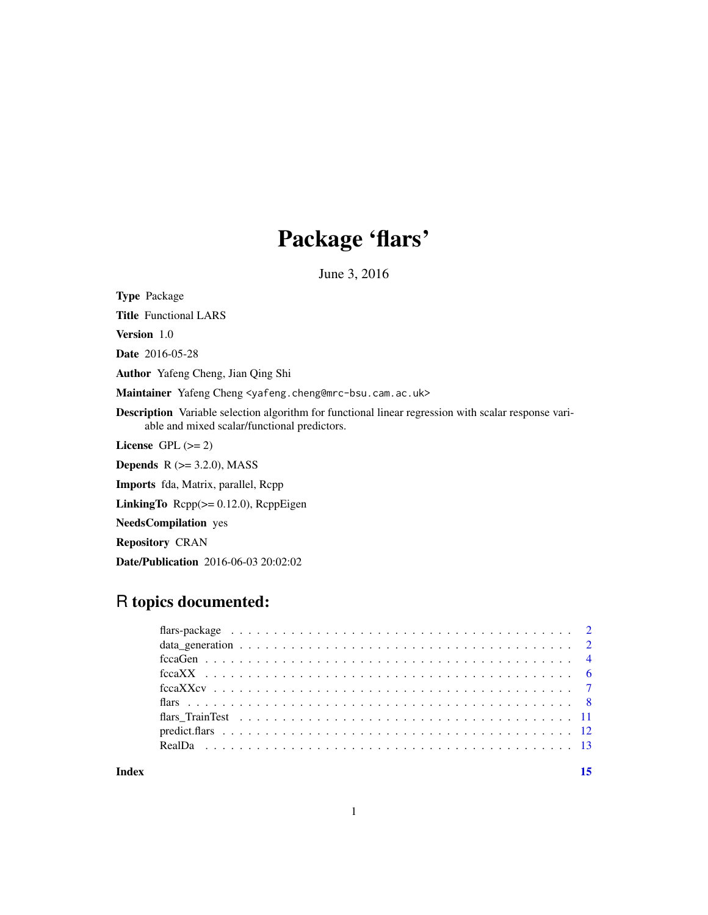# Package 'flars'

June 3, 2016

**Type** Package

**Title** Functional LARS

**Version** 1.0

**Date** 2016-05-28

**Author** Yafeng Cheng, Jian Qing Shi

**Maintainer** Yafeng Cheng <yafeng.cheng@mrc-bsu.cam.ac.uk>

**Description** Variable selection algorithm for functional linear regression with scalar response variable and mixed scalar/functional predictors.

**License** GPL (>= 2)

**Depends** R (>= 3.2.0), MASS

**Imports** fda, Matrix, parallel, Rcpp

**LinkingTo** Rcpp(>= 0.12.0), RcppEigen

**NeedsCompilation** yes

**Repository** CRAN

**Date/Publication** 2016-06-03 20:02:02

## R topics documented:

| | |
|---|---|
| flars-package | 2 |
| data_generation | 2 |
| fccaGen | 4 |
| fccaXX | 6 |
| fccaXXcv | 7 |
| flars | 8 |
| flars_TrainTest | 11 |
| predict.flars | 12 |
| RealDa | 13 |
| **Index** | **15** |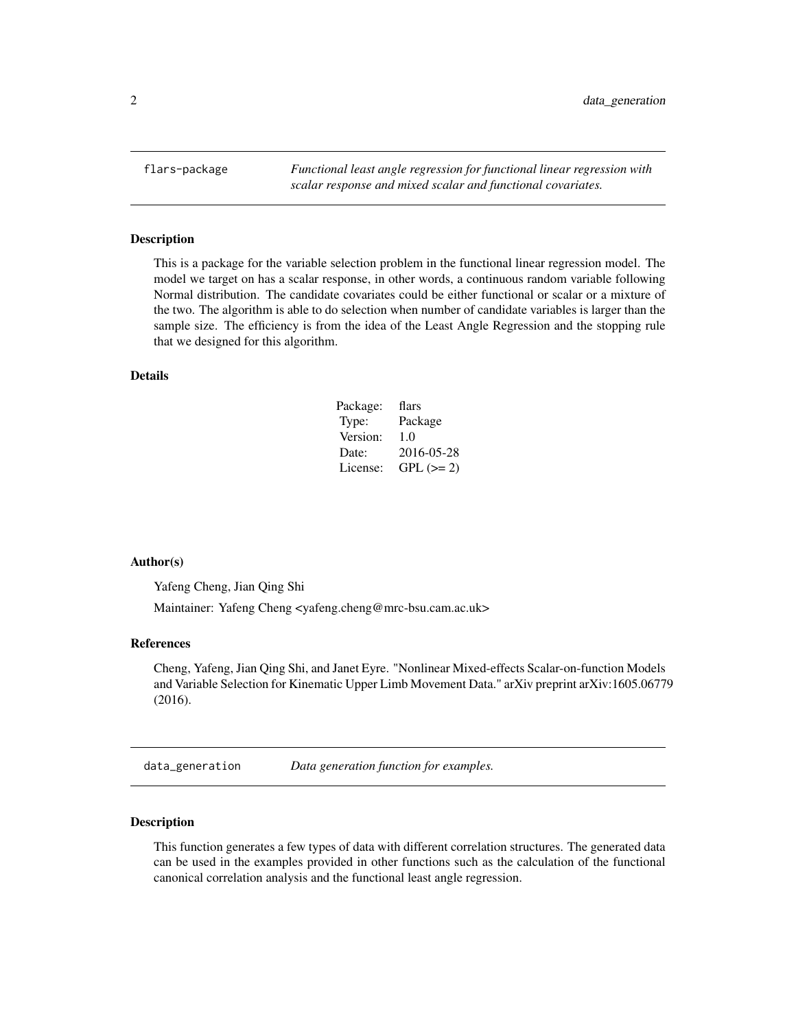## flars-package — *Functional least angle regression for functional linear regression with scalar response and mixed scalar and functional covariates.*

### Description

This is a package for the variable selection problem in the functional linear regression model. The model we target on has a scalar response, in other words, a continuous random variable following Normal distribution. The candidate covariates could be either functional or scalar or a mixture of the two. The algorithm is able to do selection when number of candidate variables is larger than the sample size. The efficiency is from the idea of the Least Angle Regression and the stopping rule that we designed for this algorithm.

### Details

| | |
|---|---|
| Package: | flars |
| Type: | Package |
| Version: | 1.0 |
| Date: | 2016-05-28 |
| License: | GPL (>= 2) |

### Author(s)

Yafeng Cheng, Jian Qing Shi

Maintainer: Yafeng Cheng <yafeng.cheng@mrc-bsu.cam.ac.uk>

### References

Cheng, Yafeng, Jian Qing Shi, and Janet Eyre. "Nonlinear Mixed-effects Scalar-on-function Models and Variable Selection for Kinematic Upper Limb Movement Data." arXiv preprint arXiv:1605.06779 (2016).

## data_generation — *Data generation function for examples.*

### Description

This function generates a few types of data with different correlation structures. The generated data can be used in the examples provided in other functions such as the calculation of the functional canonical correlation analysis and the functional least angle regression.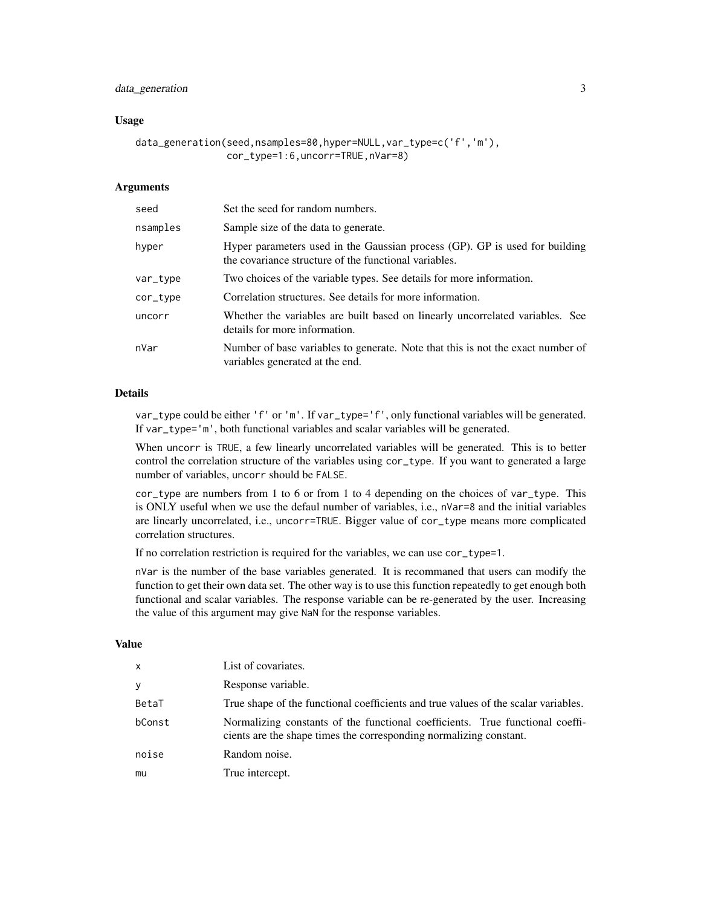### Usage

```
data_generation(seed,nsamples=80,hyper=NULL,var_type=c('f','m'),
                cor_type=1:6,uncorr=TRUE,nVar=8)
```

### Arguments

| | |
|---|---|
| seed | Set the seed for random numbers. |
| nsamples | Sample size of the data to generate. |
| hyper | Hyper parameters used in the Gaussian process (GP). GP is used for building the covariance structure of the functional variables. |
| var_type | Two choices of the variable types. See details for more information. |
| cor_type | Correlation structures. See details for more information. |
| uncorr | Whether the variables are built based on linearly uncorrelated variables. See details for more information. |
| nVar | Number of base variables to generate. Note that this is not the exact number of variables generated at the end. |

### Details

var_type could be either 'f' or 'm'. If var_type='f', only functional variables will be generated. If var_type='m', both functional variables and scalar variables will be generated.

When uncorr is TRUE, a few linearly uncorrelated variables will be generated. This is to better control the correlation structure of the variables using cor_type. If you want to generated a large number of variables, uncorr should be FALSE.

cor_type are numbers from 1 to 6 or from 1 to 4 depending on the choices of var_type. This is ONLY useful when we use the defaul number of variables, i.e., nVar=8 and the initial variables are linearly uncorrelated, i.e., uncorr=TRUE. Bigger value of cor_type means more complicated correlation structures.

If no correlation restriction is required for the variables, we can use cor_type=1.

nVar is the number of the base variables generated. It is recommaned that users can modify the function to get their own data set. The other way is to use this function repeatedly to get enough both functional and scalar variables. The response variable can be re-generated by the user. Increasing the value of this argument may give NaN for the response variables.

### Value

| | |
|---|---|
| x | List of covariates. |
| y | Response variable. |
| BetaT | True shape of the functional coefficients and true values of the scalar variables. |
| bConst | Normalizing constants of the functional coefficients. True functional coefficients are the shape times the corresponding normalizing constant. |
| noise | Random noise. |
| mu | True intercept. |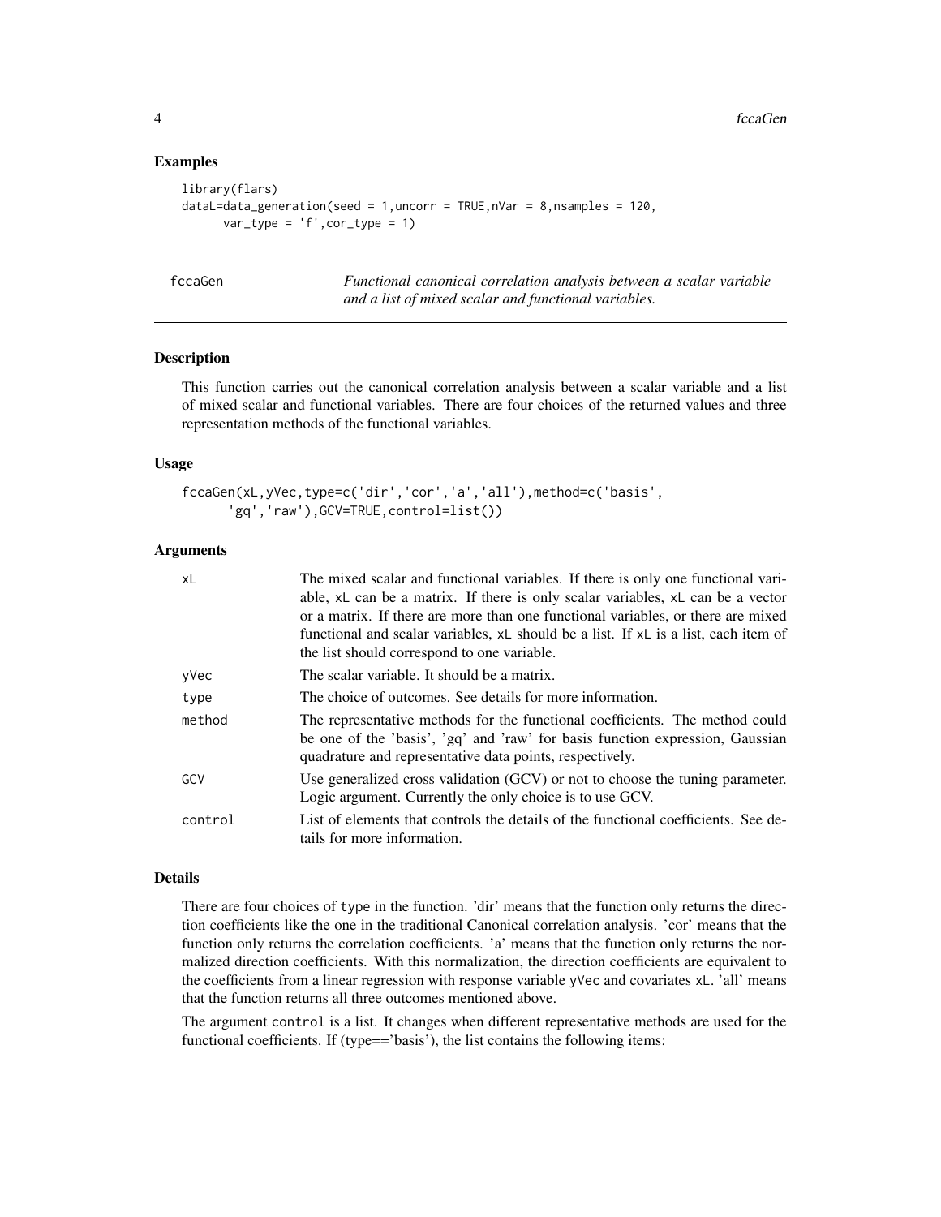### Examples

```
library(flars)
dataL=data_generation(seed = 1,uncorr = TRUE,nVar = 8,nsamples = 120,
      var_type = 'f',cor_type = 1)
```

## fccaGen — *Functional canonical correlation analysis between a scalar variable and a list of mixed scalar and functional variables.*

### Description

This function carries out the canonical correlation analysis between a scalar variable and a list of mixed scalar and functional variables. There are four choices of the returned values and three representation methods of the functional variables.

### Usage

```
fccaGen(xL,yVec,type=c('dir','cor','a','all'),method=c('basis',
      'gq','raw'),GCV=TRUE,control=list())
```

### Arguments

| | |
|---|---|
| xL | The mixed scalar and functional variables. If there is only one functional variable, xL can be a matrix. If there is only scalar variables, xL can be a vector or a matrix. If there are more than one functional variables, or there are mixed functional and scalar variables, xL should be a list. If xL is a list, each item of the list should correspond to one variable. |
| yVec | The scalar variable. It should be a matrix. |
| type | The choice of outcomes. See details for more information. |
| method | The representative methods for the functional coefficients. The method could be one of the 'basis', 'gq' and 'raw' for basis function expression, Gaussian quadrature and representative data points, respectively. |
| GCV | Use generalized cross validation (GCV) or not to choose the tuning parameter. Logic argument. Currently the only choice is to use GCV. |
| control | List of elements that controls the details of the functional coefficients. See details for more information. |

### Details

There are four choices of type in the function. 'dir' means that the function only returns the direction coefficients like the one in the traditional Canonical correlation analysis. 'cor' means that the function only returns the correlation coefficients. 'a' means that the function only returns the normalized direction coefficients. With this normalization, the direction coefficients are equivalent to the coefficients from a linear regression with response variable yVec and covariates xL. 'all' means that the function returns all three outcomes mentioned above.

The argument control is a list. It changes when different representative methods are used for the functional coefficients. If (type=='basis'), the list contains the following items: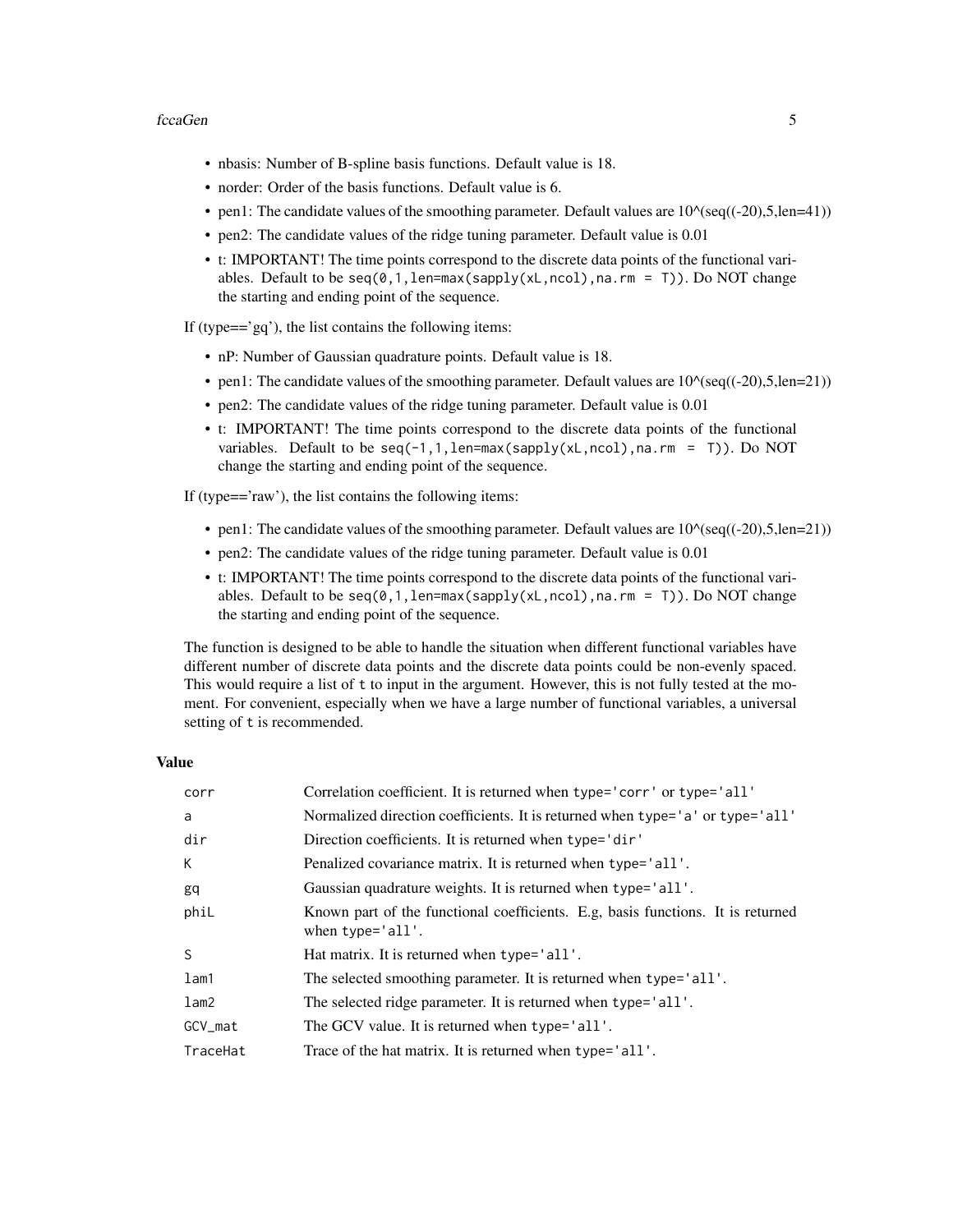- nbasis: Number of B-spline basis functions. Default value is 18.
- norder: Order of the basis functions. Default value is 6.
- pen1: The candidate values of the smoothing parameter. Default values are 10^(seq((-20),5,len=41))
- pen2: The candidate values of the ridge tuning parameter. Default value is 0.01
- t: IMPORTANT! The time points correspond to the discrete data points of the functional variables. Default to be `seq(0,1,len=max(sapply(xL,ncol),na.rm = T))`. Do NOT change the starting and ending point of the sequence.

If (type=='gq'), the list contains the following items:

- nP: Number of Gaussian quadrature points. Default value is 18.
- pen1: The candidate values of the smoothing parameter. Default values are 10^(seq((-20),5,len=21))
- pen2: The candidate values of the ridge tuning parameter. Default value is 0.01
- t: IMPORTANT! The time points correspond to the discrete data points of the functional variables. Default to be `seq(-1,1,len=max(sapply(xL,ncol),na.rm = T))`. Do NOT change the starting and ending point of the sequence.

If (type=='raw'), the list contains the following items:

- pen1: The candidate values of the smoothing parameter. Default values are 10^(seq((-20),5,len=21))
- pen2: The candidate values of the ridge tuning parameter. Default value is 0.01
- t: IMPORTANT! The time points correspond to the discrete data points of the functional variables. Default to be `seq(0,1,len=max(sapply(xL,ncol),na.rm = T))`. Do NOT change the starting and ending point of the sequence.

The function is designed to be able to handle the situation when different functional variables have different number of discrete data points and the discrete data points could be non-evenly spaced. This would require a list of `t` to input in the argument. However, this is not fully tested at the moment. For convenient, especially when we have a large number of functional variables, a universal setting of `t` is recommended.

### Value

| | |
|---|---|
| `corr` | Correlation coefficient. It is returned when `type='corr'` or `type='all'` |
| `a` | Normalized direction coefficients. It is returned when `type='a'` or `type='all'` |
| `dir` | Direction coefficients. It is returned when `type='dir'` |
| `K` | Penalized covariance matrix. It is returned when `type='all'`. |
| `gq` | Gaussian quadrature weights. It is returned when `type='all'`. |
| `phiL` | Known part of the functional coefficients. E.g, basis functions. It is returned when `type='all'`. |
| `S` | Hat matrix. It is returned when `type='all'`. |
| `lam1` | The selected smoothing parameter. It is returned when `type='all'`. |
| `lam2` | The selected ridge parameter. It is returned when `type='all'`. |
| `GCV_mat` | The GCV value. It is returned when `type='all'`. |
| `TraceHat` | Trace of the hat matrix. It is returned when `type='all'`. |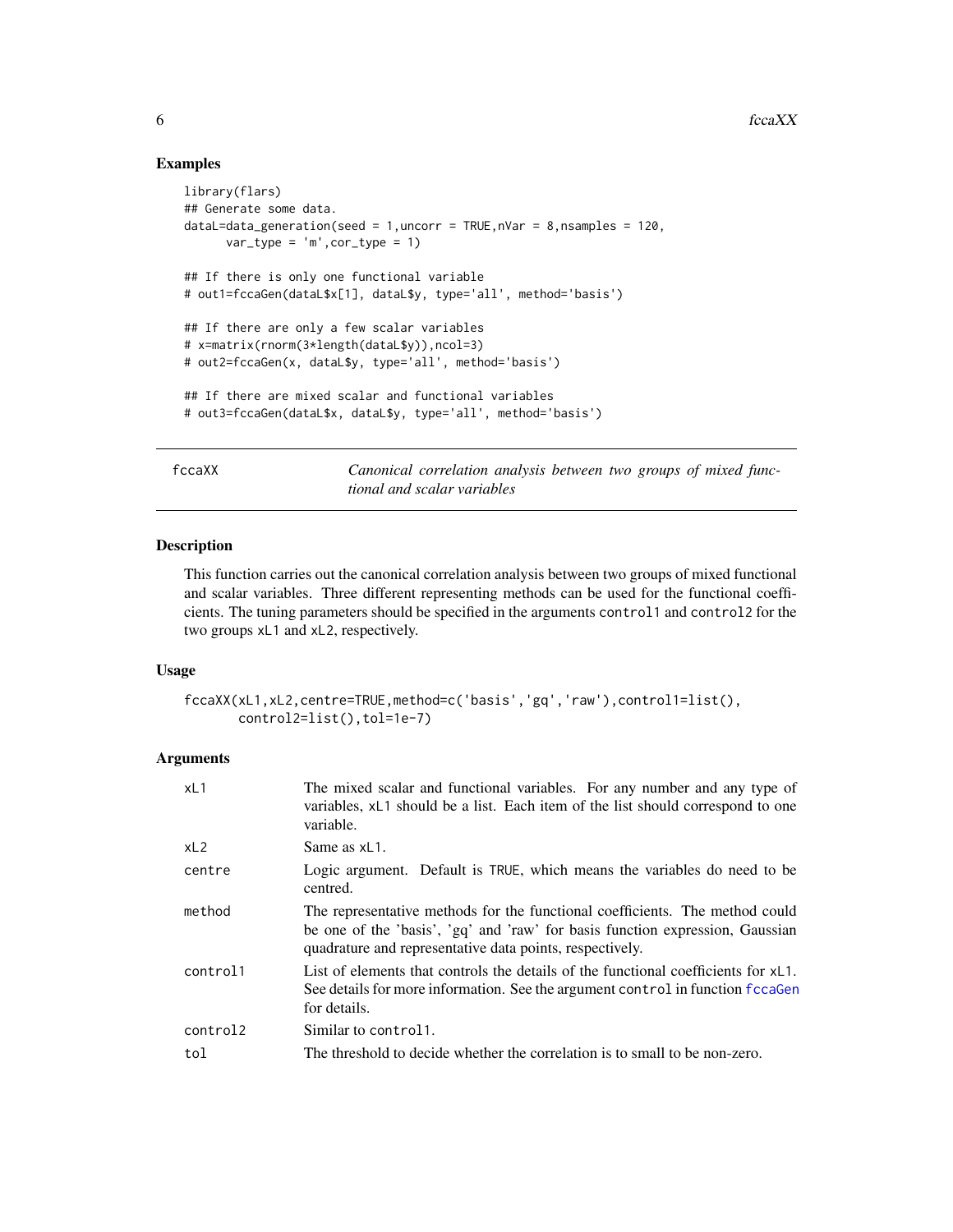## Examples

```
library(flars)
## Generate some data.
dataL=data_generation(seed = 1,uncorr = TRUE,nVar = 8,nsamples = 120,
      var_type = 'm',cor_type = 1)

## If there is only one functional variable
# out1=fccaGen(dataL$x[1], dataL$y, type='all', method='basis')

## If there are only a few scalar variables
# x=matrix(rnorm(3*length(dataL$y)),ncol=3)
# out2=fccaGen(x, dataL$y, type='all', method='basis')

## If there are mixed scalar and functional variables
# out3=fccaGen(dataL$x, dataL$y, type='all', method='basis')
```

---

# fccaXX — *Canonical correlation analysis between two groups of mixed functional and scalar variables*

---

## Description

This function carries out the canonical correlation analysis between two groups of mixed functional and scalar variables. Three different representing methods can be used for the functional coefficients. The tuning parameters should be specified in the arguments `control1` and `control2` for the two groups `xL1` and `xL2`, respectively.

## Usage

```
fccaXX(xL1,xL2,centre=TRUE,method=c('basis','gq','raw'),control1=list(),
       control2=list(),tol=1e-7)
```

## Arguments

| | |
|---|---|
| `xL1` | The mixed scalar and functional variables. For any number and any type of variables, `xL1` should be a list. Each item of the list should correspond to one variable. |
| `xL2` | Same as `xL1`. |
| `centre` | Logic argument. Default is `TRUE`, which means the variables do need to be centred. |
| `method` | The representative methods for the functional coefficients. The method could be one of the 'basis', 'gq' and 'raw' for basis function expression, Gaussian quadrature and representative data points, respectively. |
| `control1` | List of elements that controls the details of the functional coefficients for `xL1`. See details for more information. See the argument `control` in function `fccaGen` for details. |
| `control2` | Similar to `control1`. |
| `tol` | The threshold to decide whether the correlation is to small to be non-zero. |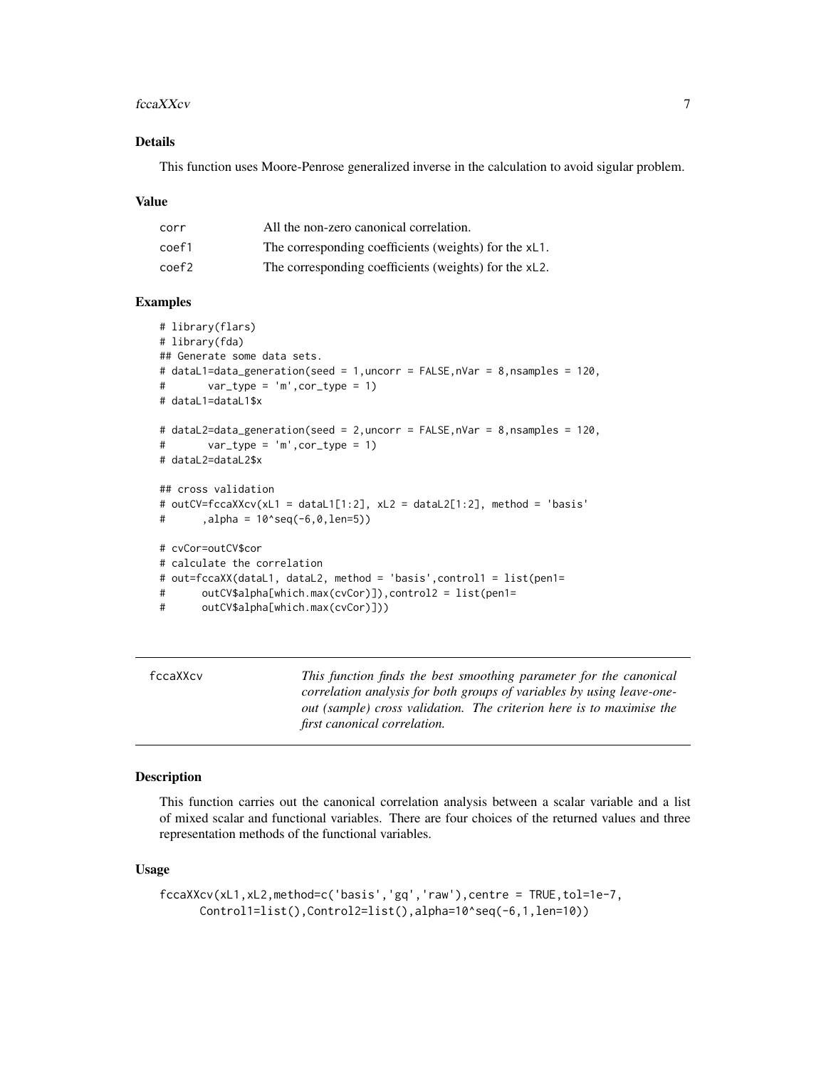### Details

This function uses Moore-Penrose generalized inverse in the calculation to avoid sigular problem.

### Value

| | |
|---|---|
| corr | All the non-zero canonical correlation. |
| coef1 | The corresponding coefficients (weights) for the xL1. |
| coef2 | The corresponding coefficients (weights) for the xL2. |

### Examples

```
# library(flars)
# library(fda)
## Generate some data sets.
# dataL1=data_generation(seed = 1,uncorr = FALSE,nVar = 8,nsamples = 120,
#       var_type = 'm',cor_type = 1)
# dataL1=dataL1$x

# dataL2=data_generation(seed = 2,uncorr = FALSE,nVar = 8,nsamples = 120,
#       var_type = 'm',cor_type = 1)
# dataL2=dataL2$x

## cross validation
# outCV=fccaXXcv(xL1 = dataL1[1:2], xL2 = dataL2[1:2], method = 'basis'
#      ,alpha = 10^seq(-6,0,len=5))

# cvCor=outCV$cor
# calculate the correlation
# out=fccaXX(dataL1, dataL2, method = 'basis',control1 = list(pen1=
#      outCV$alpha[which.max(cvCor)]),control2 = list(pen1=
#      outCV$alpha[which.max(cvCor)]))
```

---

## fccaXXcv

*This function finds the best smoothing parameter for the canonical correlation analysis for both groups of variables by using leave-one-out (sample) cross validation. The criterion here is to maximise the first canonical correlation.*

---

### Description

This function carries out the canonical correlation analysis between a scalar variable and a list of mixed scalar and functional variables. There are four choices of the returned values and three representation methods of the functional variables.

### Usage

```
fccaXXcv(xL1,xL2,method=c('basis','gq','raw'),centre = TRUE,tol=1e-7,
      Control1=list(),Control2=list(),alpha=10^seq(-6,1,len=10))
```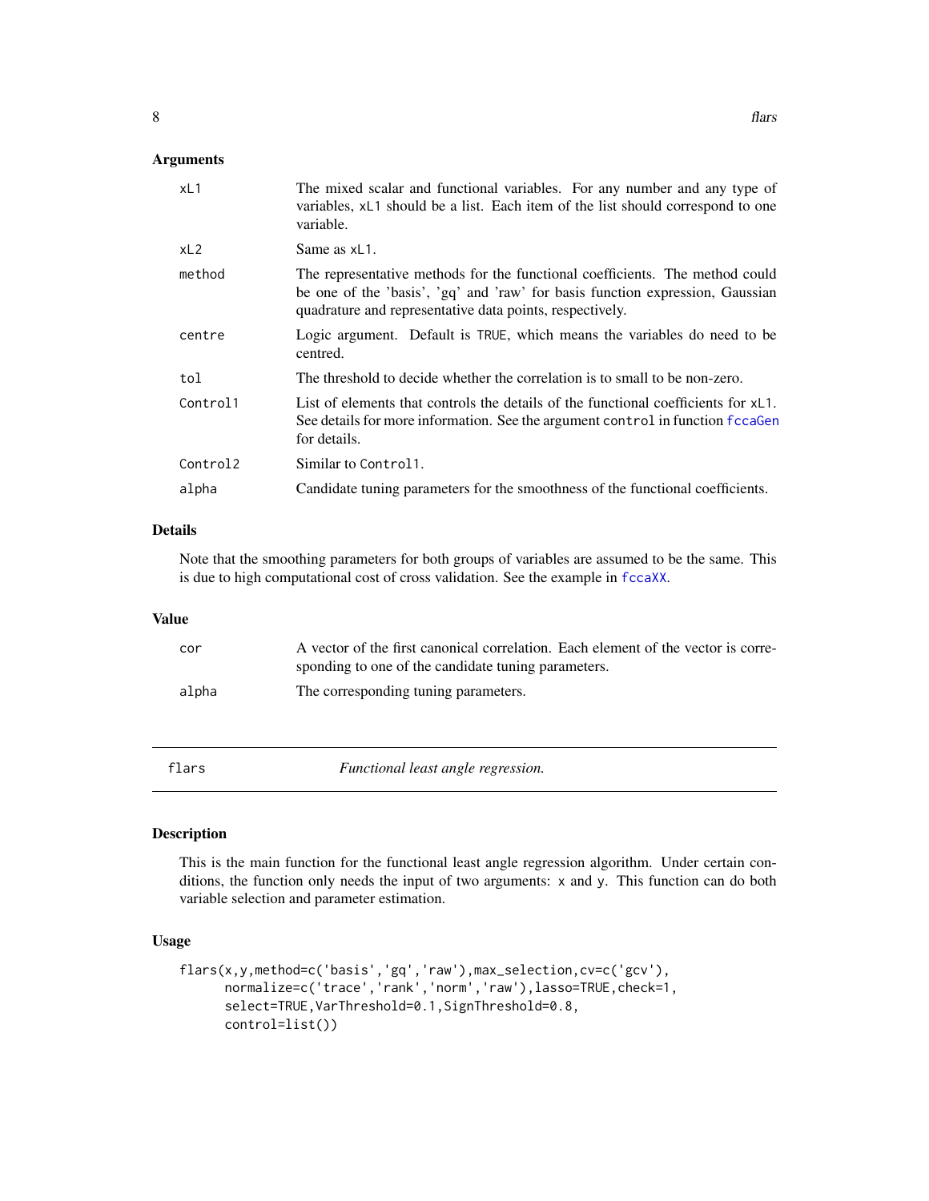### Arguments

| | |
|---|---|
| xL1 | The mixed scalar and functional variables. For any number and any type of variables, xL1 should be a list. Each item of the list should correspond to one variable. |
| xL2 | Same as xL1. |
| method | The representative methods for the functional coefficients. The method could be one of the 'basis', 'gq' and 'raw' for basis function expression, Gaussian quadrature and representative data points, respectively. |
| centre | Logic argument. Default is TRUE, which means the variables do need to be centred. |
| tol | The threshold to decide whether the correlation is to small to be non-zero. |
| Control1 | List of elements that controls the details of the functional coefficients for xL1. See details for more information. See the argument control in function fccaGen for details. |
| Control2 | Similar to Control1. |
| alpha | Candidate tuning parameters for the smoothness of the functional coefficients. |

### Details

Note that the smoothing parameters for both groups of variables are assumed to be the same. This is due to high computational cost of cross validation. See the example in fccaXX.

### Value

| | |
|---|---|
| cor | A vector of the first canonical correlation. Each element of the vector is corresponding to one of the candidate tuning parameters. |
| alpha | The corresponding tuning parameters. |

---

## flars — *Functional least angle regression.*

---

### Description

This is the main function for the functional least angle regression algorithm. Under certain conditions, the function only needs the input of two arguments: x and y. This function can do both variable selection and parameter estimation.

### Usage

```
flars(x,y,method=c('basis','gq','raw'),max_selection,cv=c('gcv'),
      normalize=c('trace','rank','norm','raw'),lasso=TRUE,check=1,
      select=TRUE,VarThreshold=0.1,SignThreshold=0.8,
      control=list())
```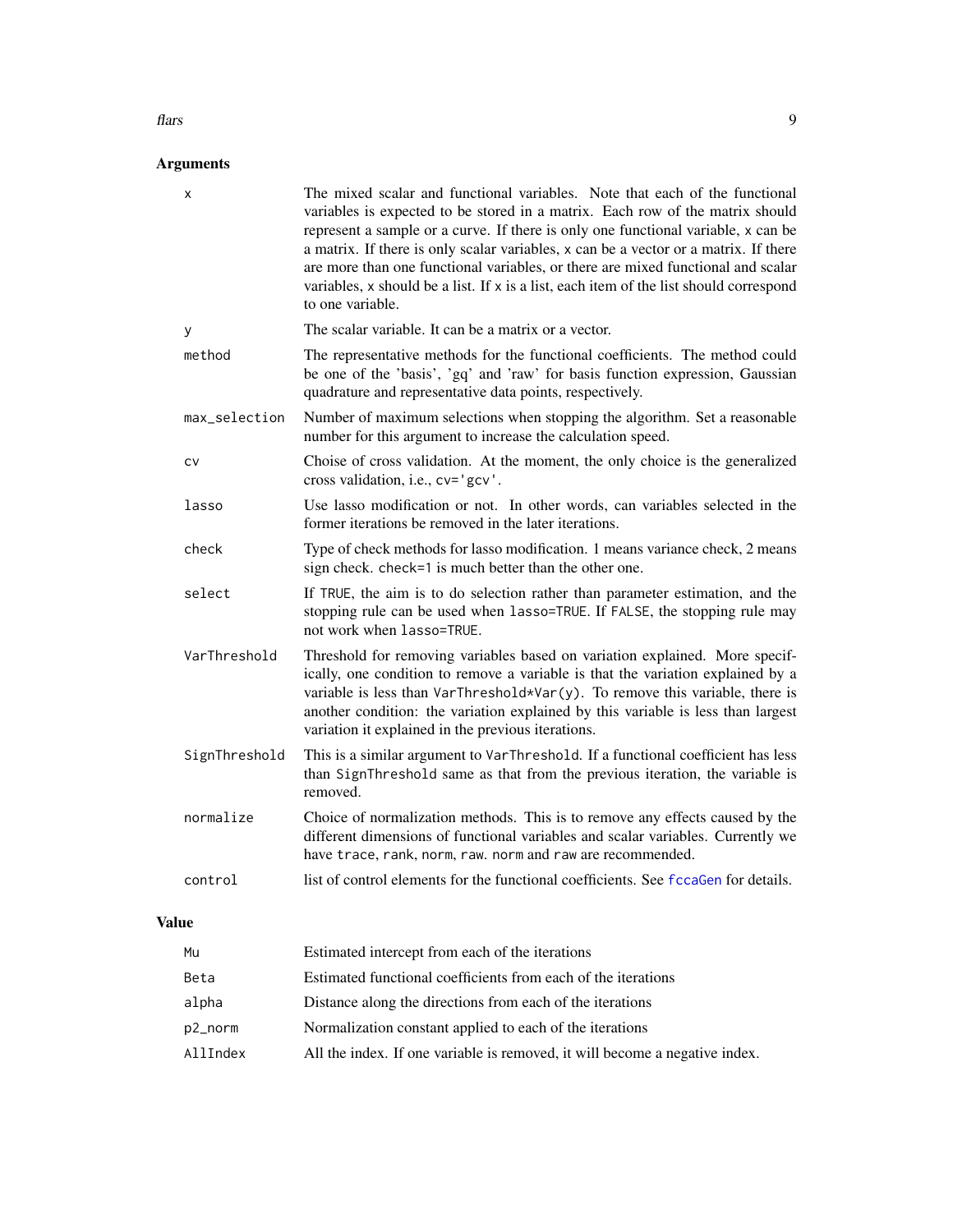## Arguments

| | |
|---|---|
| `x` | The mixed scalar and functional variables. Note that each of the functional variables is expected to be stored in a matrix. Each row of the matrix should represent a sample or a curve. If there is only one functional variable, `x` can be a matrix. If there is only scalar variables, `x` can be a vector or a matrix. If there are more than one functional variables, or there are mixed functional and scalar variables, `x` should be a list. If `x` is a list, each item of the list should correspond to one variable. |
| `y` | The scalar variable. It can be a matrix or a vector. |
| `method` | The representative methods for the functional coefficients. The method could be one of the 'basis', 'gq' and 'raw' for basis function expression, Gaussian quadrature and representative data points, respectively. |
| `max_selection` | Number of maximum selections when stopping the algorithm. Set a reasonable number for this argument to increase the calculation speed. |
| `cv` | Choise of cross validation. At the moment, the only choice is the generalized cross validation, i.e., `cv='gcv'`. |
| `lasso` | Use lasso modification or not. In other words, can variables selected in the former iterations be removed in the later iterations. |
| `check` | Type of check methods for lasso modification. 1 means variance check, 2 means sign check. `check=1` is much better than the other one. |
| `select` | If `TRUE`, the aim is to do selection rather than parameter estimation, and the stopping rule can be used when `lasso=TRUE`. If `FALSE`, the stopping rule may not work when `lasso=TRUE`. |
| `VarThreshold` | Threshold for removing variables based on variation explained. More specifically, one condition to remove a variable is that the variation explained by a variable is less than `VarThreshold*Var(y)`. To remove this variable, there is another condition: the variation explained by this variable is less than largest variation it explained in the previous iterations. |
| `SignThreshold` | This is a similar argument to `VarThreshold`. If a functional coefficient has less than `SignThreshold` same as that from the previous iteration, the variable is removed. |
| `normalize` | Choice of normalization methods. This is to remove any effects caused by the different dimensions of functional variables and scalar variables. Currently we have `trace`, `rank`, `norm`, `raw`. `norm` and `raw` are recommended. |
| `control` | list of control elements for the functional coefficients. See `fccaGen` for details. |

## Value

| | |
|---|---|
| `Mu` | Estimated intercept from each of the iterations |
| `Beta` | Estimated functional coefficients from each of the iterations |
| `alpha` | Distance along the directions from each of the iterations |
| `p2_norm` | Normalization constant applied to each of the iterations |
| `AllIndex` | All the index. If one variable is removed, it will become a negative index. |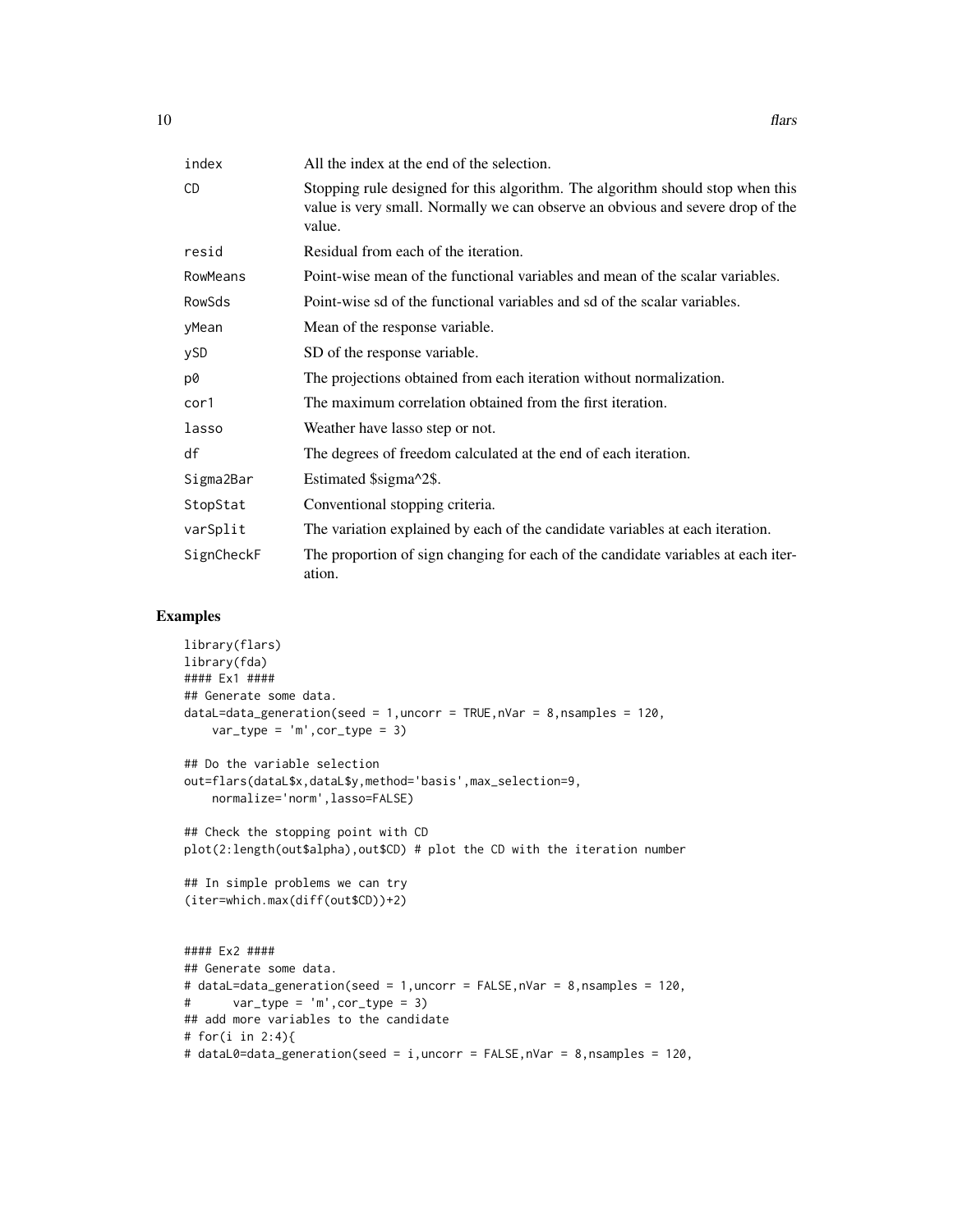| | |
|---|---|
| index | All the index at the end of the selection. |
| CD | Stopping rule designed for this algorithm. The algorithm should stop when this value is very small. Normally we can observe an obvious and severe drop of the value. |
| resid | Residual from each of the iteration. |
| RowMeans | Point-wise mean of the functional variables and mean of the scalar variables. |
| RowSds | Point-wise sd of the functional variables and sd of the scalar variables. |
| yMean | Mean of the response variable. |
| ySD | SD of the response variable. |
| p0 | The projections obtained from each iteration without normalization. |
| cor1 | The maximum correlation obtained from the first iteration. |
| lasso | Weather have lasso step or not. |
| df | The degrees of freedom calculated at the end of each iteration. |
| Sigma2Bar | Estimated \$sigma^2\$. |
| StopStat | Conventional stopping criteria. |
| varSplit | The variation explained by each of the candidate variables at each iteration. |
| SignCheckF | The proportion of sign changing for each of the candidate variables at each iteration. |

## Examples

```
library(flars)
library(fda)
#### Ex1 ####
## Generate some data.
dataL=data_generation(seed = 1,uncorr = TRUE,nVar = 8,nsamples = 120,
    var_type = 'm',cor_type = 3)

## Do the variable selection
out=flars(dataL$x,dataL$y,method='basis',max_selection=9,
    normalize='norm',lasso=FALSE)

## Check the stopping point with CD
plot(2:length(out$alpha),out$CD) # plot the CD with the iteration number

## In simple problems we can try
(iter=which.max(diff(out$CD))+2)


#### Ex2 ####
## Generate some data.
# dataL=data_generation(seed = 1,uncorr = FALSE,nVar = 8,nsamples = 120,
#      var_type = 'm',cor_type = 3)
## add more variables to the candidate
# for(i in 2:4){
# dataL0=data_generation(seed = i,uncorr = FALSE,nVar = 8,nsamples = 120,
```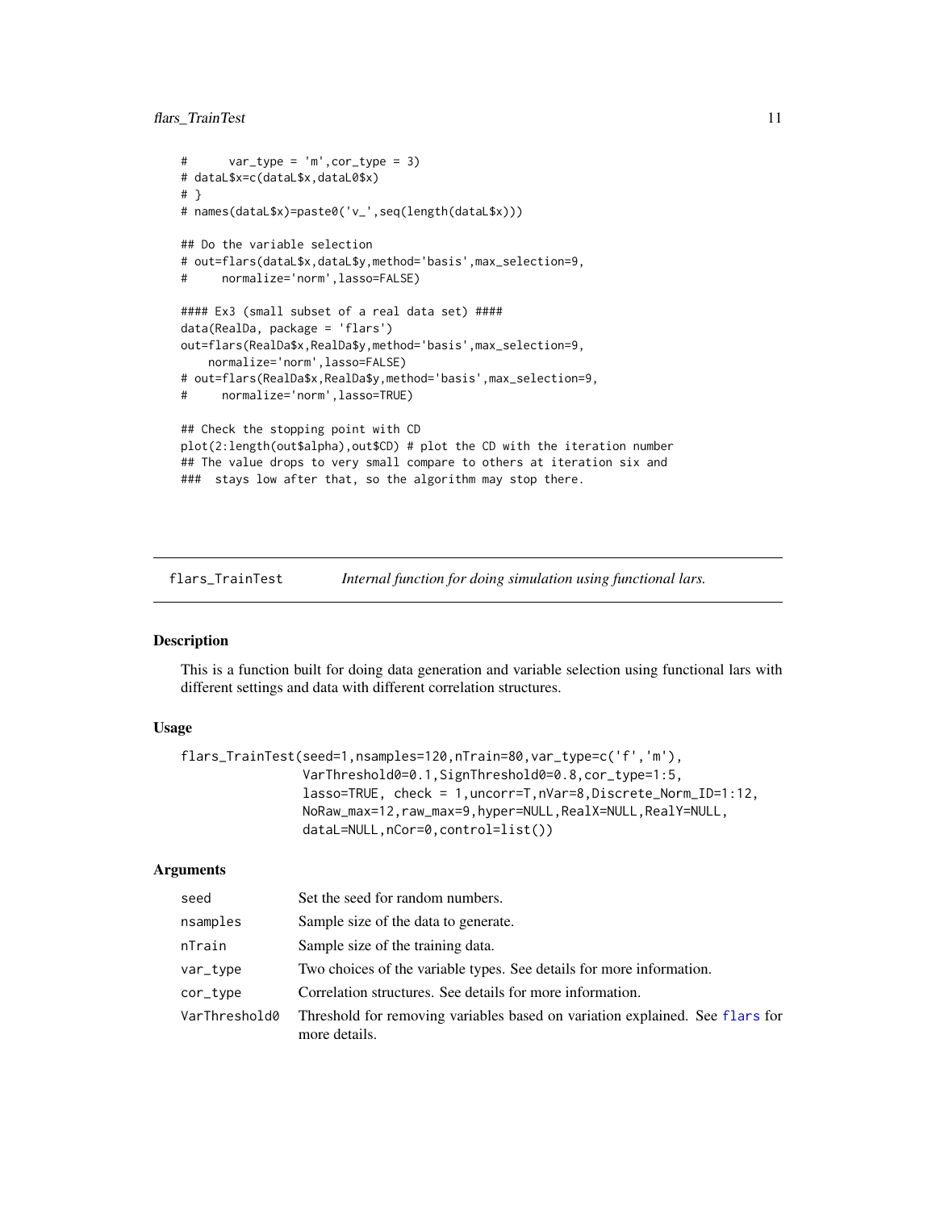```
#      var_type = 'm',cor_type = 3)
# dataL$x=c(dataL$x,dataL0$x)
# }
# names(dataL$x)=paste0('v_',seq(length(dataL$x)))

## Do the variable selection
# out=flars(dataL$x,dataL$y,method='basis',max_selection=9,
#     normalize='norm',lasso=FALSE)

#### Ex3 (small subset of a real data set) ####
data(RealDa, package = 'flars')
out=flars(RealDa$x,RealDa$y,method='basis',max_selection=9,
    normalize='norm',lasso=FALSE)
# out=flars(RealDa$x,RealDa$y,method='basis',max_selection=9,
#     normalize='norm',lasso=TRUE)

## Check the stopping point with CD
plot(2:length(out$alpha),out$CD) # plot the CD with the iteration number
## The value drops to very small compare to others at iteration six and
###  stays low after that, so the algorithm may stop there.
```

## flars_TrainTest — *Internal function for doing simulation using functional lars.*

### Description

This is a function built for doing data generation and variable selection using functional lars with different settings and data with different correlation structures.

### Usage

```
flars_TrainTest(seed=1,nsamples=120,nTrain=80,var_type=c('f','m'),
                VarThreshold0=0.1,SignThreshold0=0.8,cor_type=1:5,
                lasso=TRUE, check = 1,uncorr=T,nVar=8,Discrete_Norm_ID=1:12,
                NoRaw_max=12,raw_max=9,hyper=NULL,RealX=NULL,RealY=NULL,
                dataL=NULL,nCor=0,control=list())
```

### Arguments

| Argument | Description |
|---|---|
| seed | Set the seed for random numbers. |
| nsamples | Sample size of the data to generate. |
| nTrain | Sample size of the training data. |
| var_type | Two choices of the variable types. See details for more information. |
| cor_type | Correlation structures. See details for more information. |
| VarThreshold0 | Threshold for removing variables based on variation explained. See flars for more details. |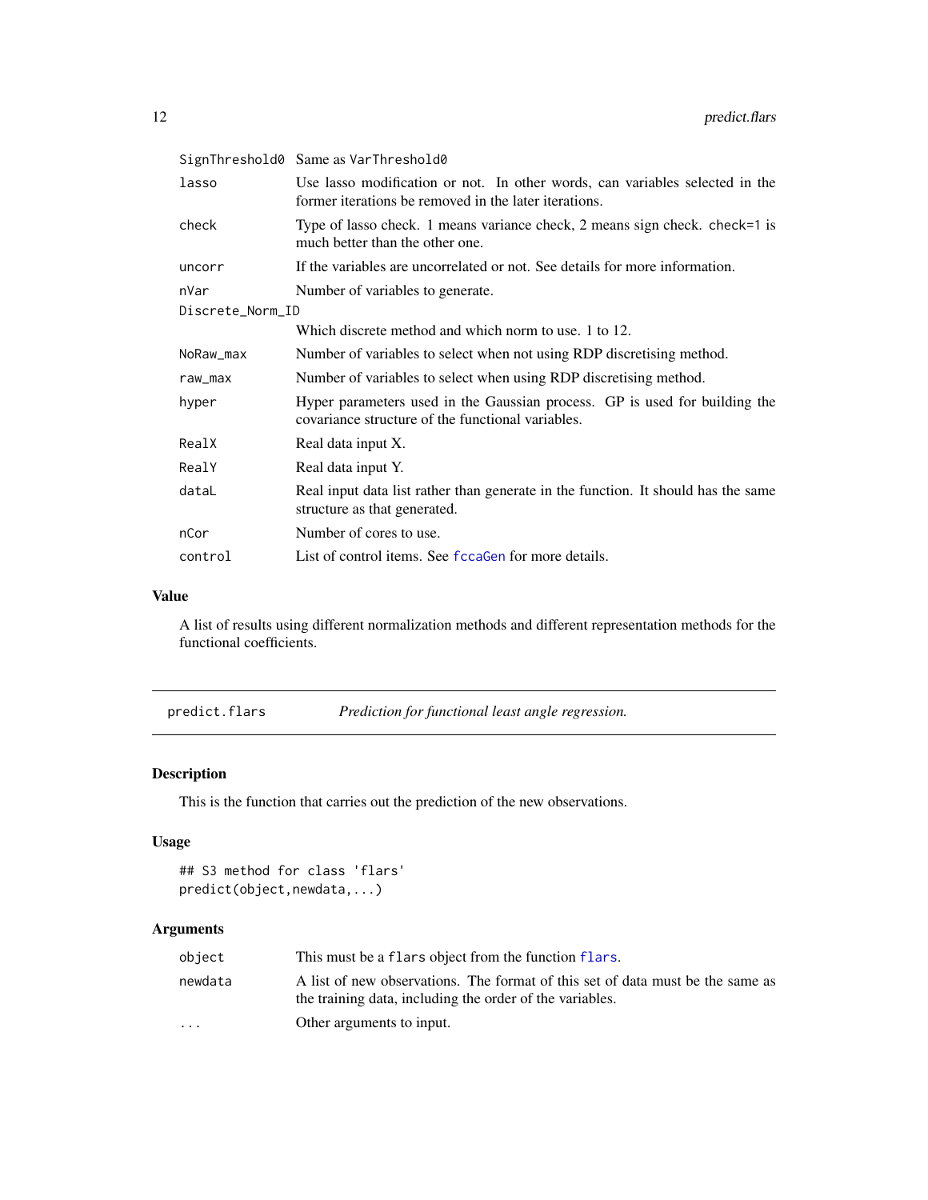| | |
|---|---|
| SignThreshold0 | Same as VarThreshold0 |
| lasso | Use lasso modification or not. In other words, can variables selected in the former iterations be removed in the later iterations. |
| check | Type of lasso check. 1 means variance check, 2 means sign check. check=1 is much better than the other one. |
| uncorr | If the variables are uncorrelated or not. See details for more information. |
| nVar | Number of variables to generate. |
| Discrete_Norm_ID | Which discrete method and which norm to use. 1 to 12. |
| NoRaw_max | Number of variables to select when not using RDP discretising method. |
| raw_max | Number of variables to select when using RDP discretising method. |
| hyper | Hyper parameters used in the Gaussian process. GP is used for building the covariance structure of the functional variables. |
| RealX | Real data input X. |
| RealY | Real data input Y. |
| dataL | Real input data list rather than generate in the function. It should has the same structure as that generated. |
| nCor | Number of cores to use. |
| control | List of control items. See fccaGen for more details. |

## Value

A list of results using different normalization methods and different representation methods for the functional coefficients.

---

# predict.flars — *Prediction for functional least angle regression.*

---

## Description

This is the function that carries out the prediction of the new observations.

## Usage

```
## S3 method for class 'flars'
predict(object,newdata,...)
```

## Arguments

| | |
|---|---|
| object | This must be a flars object from the function flars. |
| newdata | A list of new observations. The format of this set of data must be the same as the training data, including the order of the variables. |
| ... | Other arguments to input. |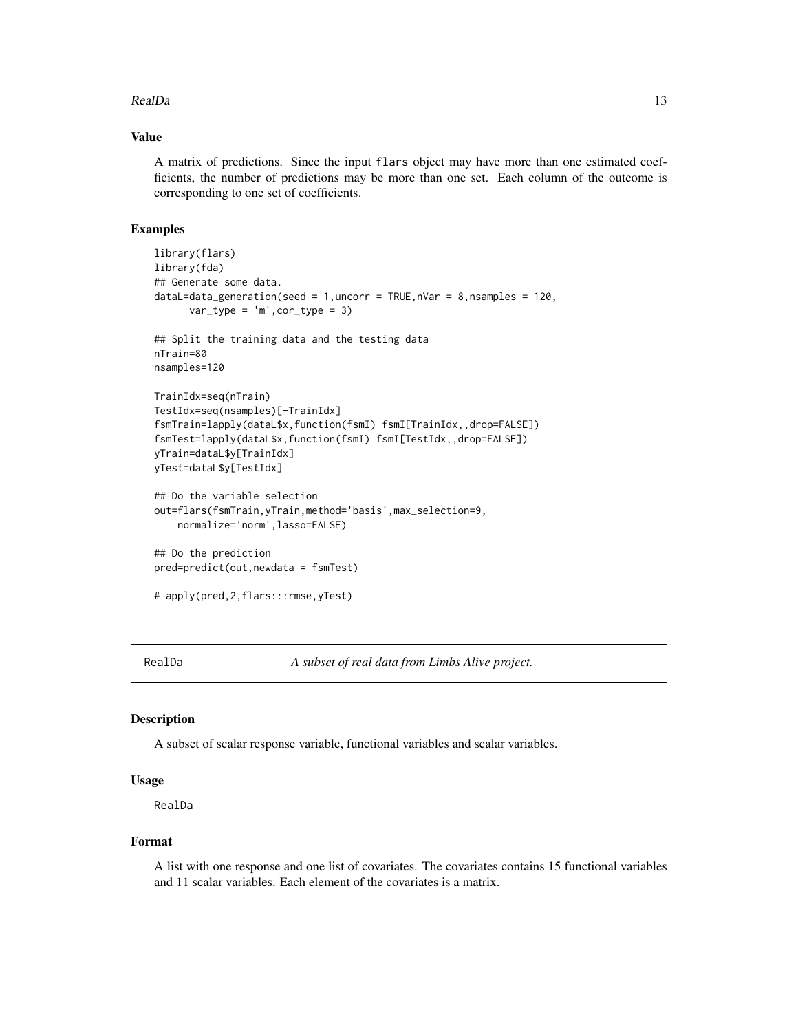## Value

A matrix of predictions. Since the input `flars` object may have more than one estimated coefficients, the number of predictions may be more than one set. Each column of the outcome is corresponding to one set of coefficients.

## Examples

```
library(flars)
library(fda)
## Generate some data.
dataL=data_generation(seed = 1,uncorr = TRUE,nVar = 8,nsamples = 120,
      var_type = 'm',cor_type = 3)

## Split the training data and the testing data
nTrain=80
nsamples=120

TrainIdx=seq(nTrain)
TestIdx=seq(nsamples)[-TrainIdx]
fsmTrain=lapply(dataL$x,function(fsmI) fsmI[TrainIdx,,drop=FALSE])
fsmTest=lapply(dataL$x,function(fsmI) fsmI[TestIdx,,drop=FALSE])
yTrain=dataL$y[TrainIdx]
yTest=dataL$y[TestIdx]

## Do the variable selection
out=flars(fsmTrain,yTrain,method='basis',max_selection=9,
    normalize='norm',lasso=FALSE)

## Do the prediction
pred=predict(out,newdata = fsmTest)

# apply(pred,2,flars:::rmse,yTest)
```

---

# RealDa — *A subset of real data from Limbs Alive project.*

## Description

A subset of scalar response variable, functional variables and scalar variables.

## Usage

```
RealDa
```

## Format

A list with one response and one list of covariates. The covariates contains 15 functional variables and 11 scalar variables. Each element of the covariates is a matrix.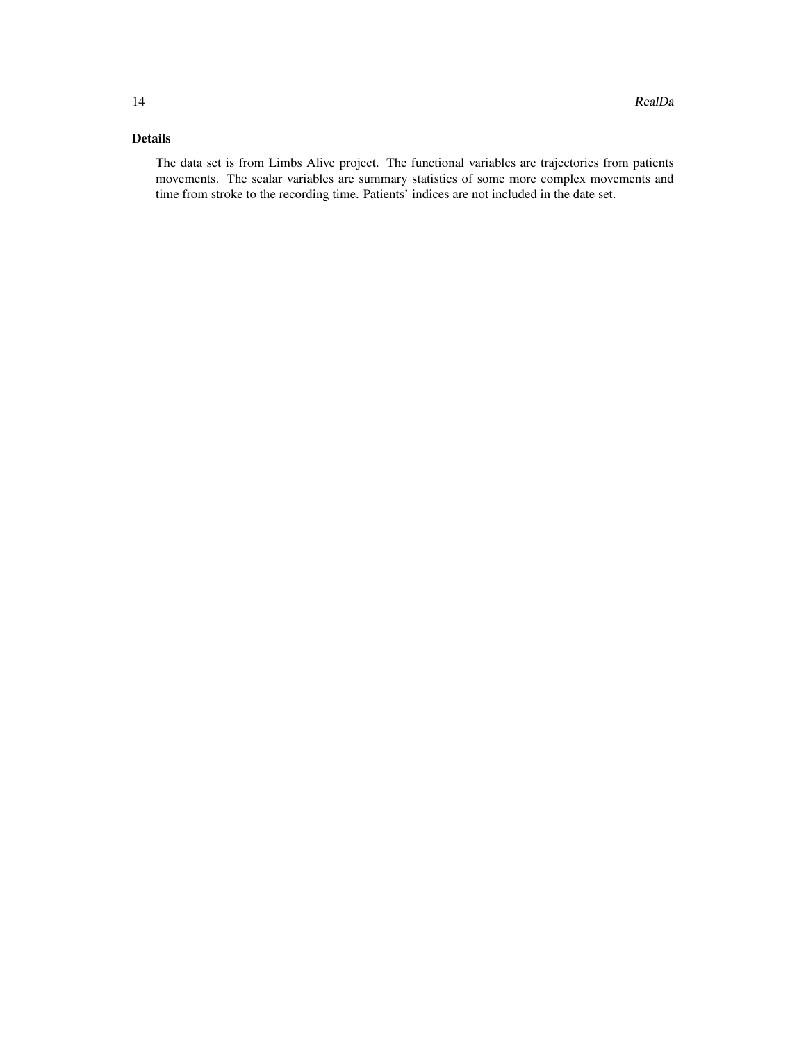## Details

The data set is from Limbs Alive project. The functional variables are trajectories from patients movements. The scalar variables are summary statistics of some more complex movements and time from stroke to the recording time. Patients' indices are not included in the date set.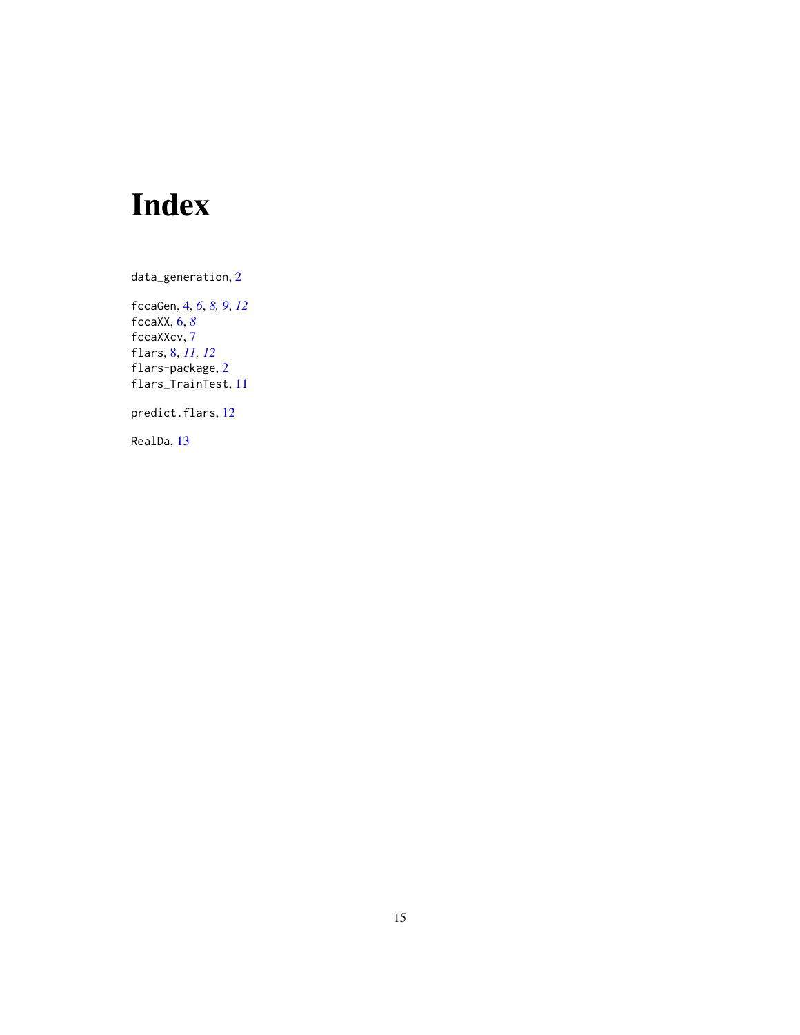# Index

data_generation, 2

fccaGen, 4, *6*, *8, 9*, *12*
fccaXX, 6, *8*
fccaXXcv, 7
flars, 8, *11, 12*
flars-package, 2
flars_TrainTest, 11

predict.flars, 12

RealDa, 13